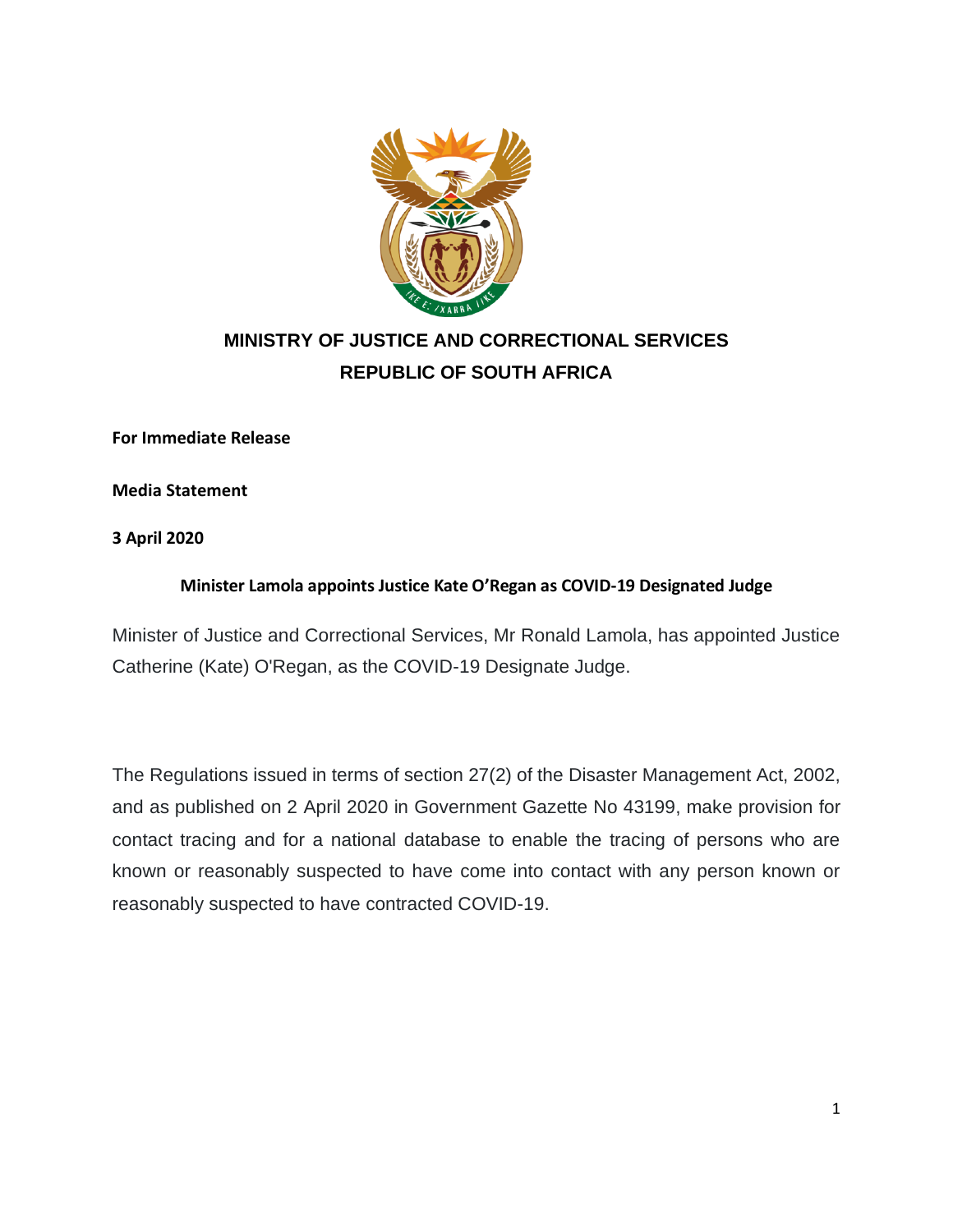# MINISTRY OF JUSTICE AND CORRECTIONAL SERVICES
# REPUBLIC OF SOUTH AFRICA

**For Immediate Release**

**Media Statement**

**3 April 2020**

### Minister Lamola appoints Justice Kate O'Regan as COVID-19 Designated Judge

Minister of Justice and Correctional Services, Mr Ronald Lamola, has appointed Justice Catherine (Kate) O'Regan, as the COVID-19 Designate Judge.

The Regulations issued in terms of section 27(2) of the Disaster Management Act, 2002, and as published on 2 April 2020 in Government Gazette No 43199, make provision for contact tracing and for a national database to enable the tracing of persons who are known or reasonably suspected to have come into contact with any person known or reasonably suspected to have contracted COVID-19.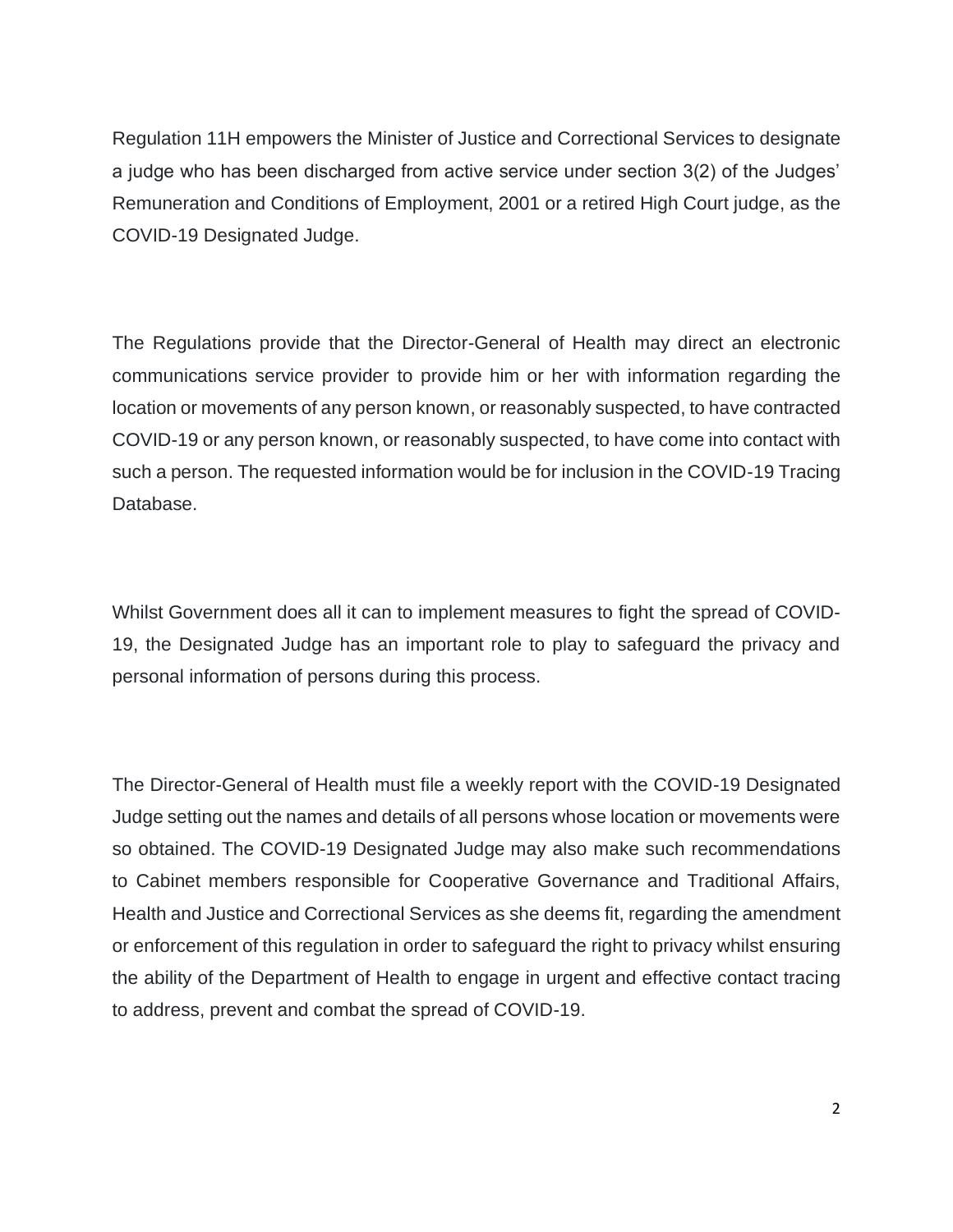Regulation 11H empowers the Minister of Justice and Correctional Services to designate a judge who has been discharged from active service under section 3(2) of the Judges' Remuneration and Conditions of Employment, 2001 or a retired High Court judge, as the COVID-19 Designated Judge.

The Regulations provide that the Director-General of Health may direct an electronic communications service provider to provide him or her with information regarding the location or movements of any person known, or reasonably suspected, to have contracted COVID-19 or any person known, or reasonably suspected, to have come into contact with such a person. The requested information would be for inclusion in the COVID-19 Tracing Database.

Whilst Government does all it can to implement measures to fight the spread of COVID-19, the Designated Judge has an important role to play to safeguard the privacy and personal information of persons during this process.

The Director-General of Health must file a weekly report with the COVID-19 Designated Judge setting out the names and details of all persons whose location or movements were so obtained. The COVID-19 Designated Judge may also make such recommendations to Cabinet members responsible for Cooperative Governance and Traditional Affairs, Health and Justice and Correctional Services as she deems fit, regarding the amendment or enforcement of this regulation in order to safeguard the right to privacy whilst ensuring the ability of the Department of Health to engage in urgent and effective contact tracing to address, prevent and combat the spread of COVID-19.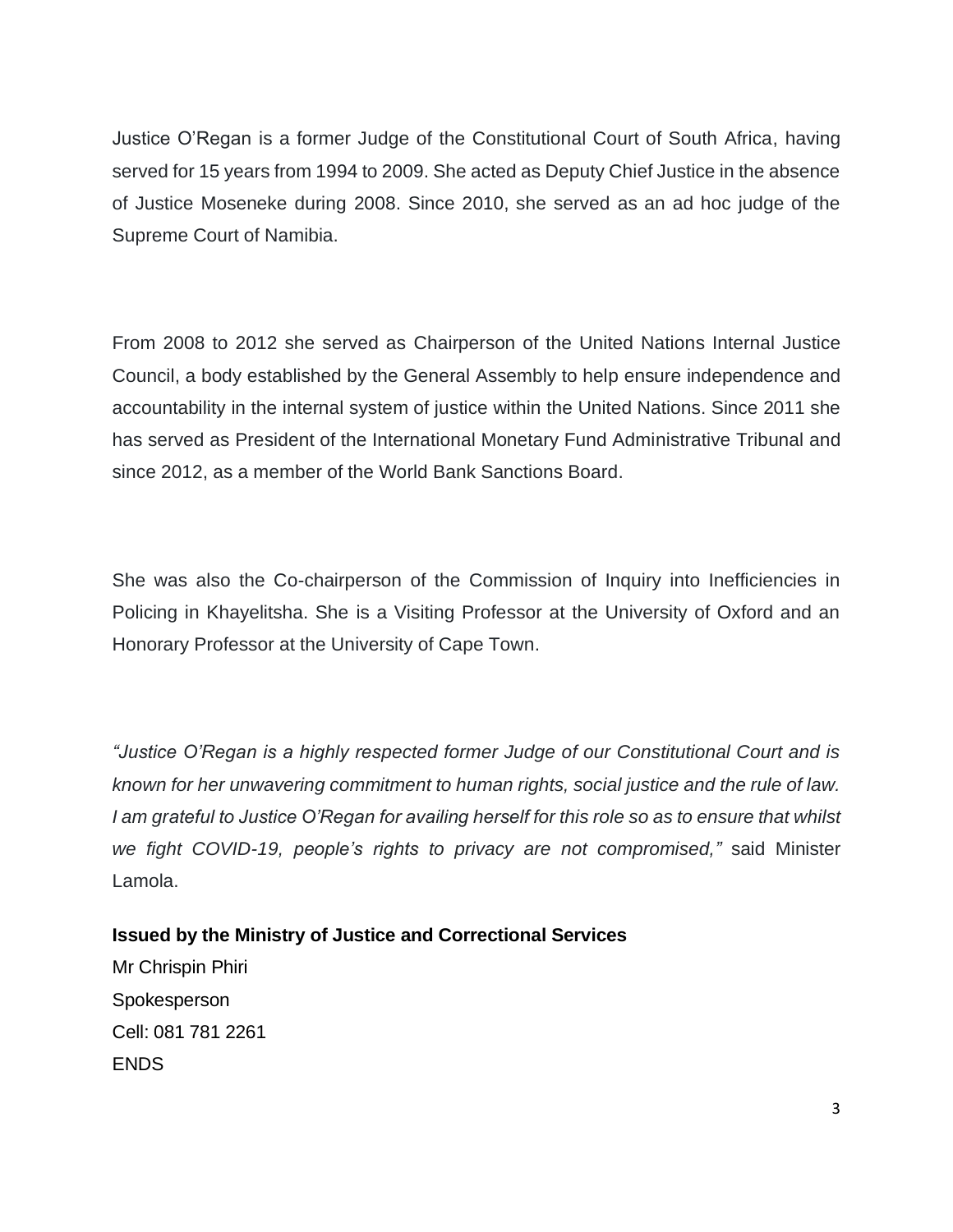Justice O'Regan is a former Judge of the Constitutional Court of South Africa, having served for 15 years from 1994 to 2009. She acted as Deputy Chief Justice in the absence of Justice Moseneke during 2008. Since 2010, she served as an ad hoc judge of the Supreme Court of Namibia.

From 2008 to 2012 she served as Chairperson of the United Nations Internal Justice Council, a body established by the General Assembly to help ensure independence and accountability in the internal system of justice within the United Nations. Since 2011 she has served as President of the International Monetary Fund Administrative Tribunal and since 2012, as a member of the World Bank Sanctions Board.

She was also the Co-chairperson of the Commission of Inquiry into Inefficiencies in Policing in Khayelitsha. She is a Visiting Professor at the University of Oxford and an Honorary Professor at the University of Cape Town.

*"Justice O'Regan is a highly respected former Judge of our Constitutional Court and is known for her unwavering commitment to human rights, social justice and the rule of law. I am grateful to Justice O'Regan for availing herself for this role so as to ensure that whilst we fight COVID-19, people's rights to privacy are not compromised,"* said Minister Lamola.

**Issued by the Ministry of Justice and Correctional Services**

Mr Chrispin Phiri

Spokesperson

Cell: 081 781 2261

ENDS